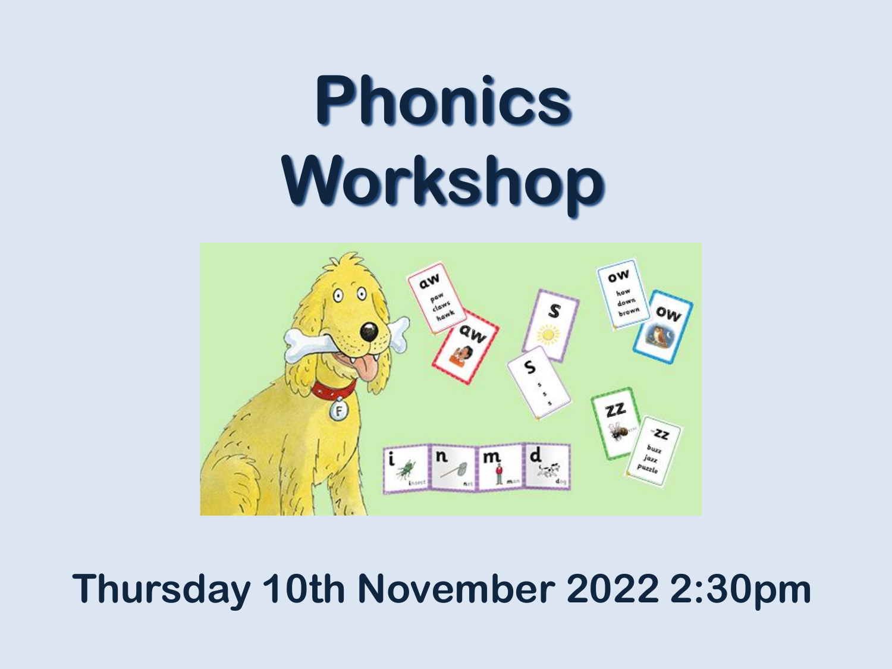# Phonics Workshop

Thursday 10th November 2022 2:30pm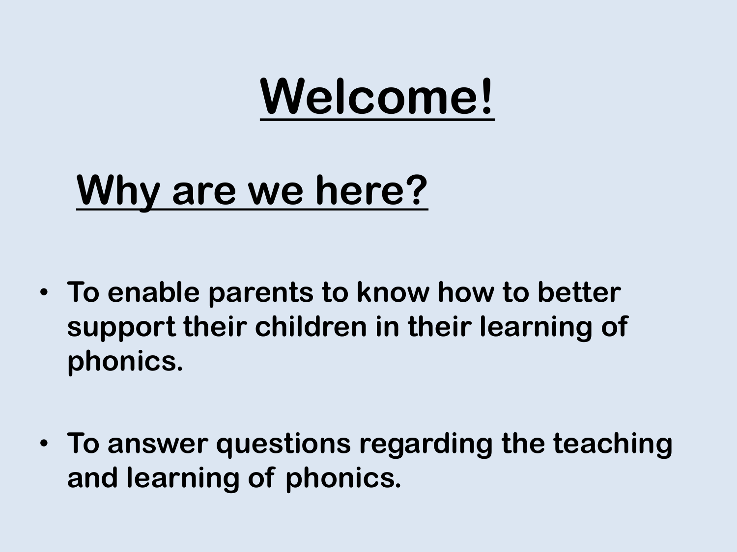# Welcome!

## Why are we here?

- **To enable parents to know how to better support their children in their learning of phonics.**

- **To answer questions regarding the teaching and learning of phonics.**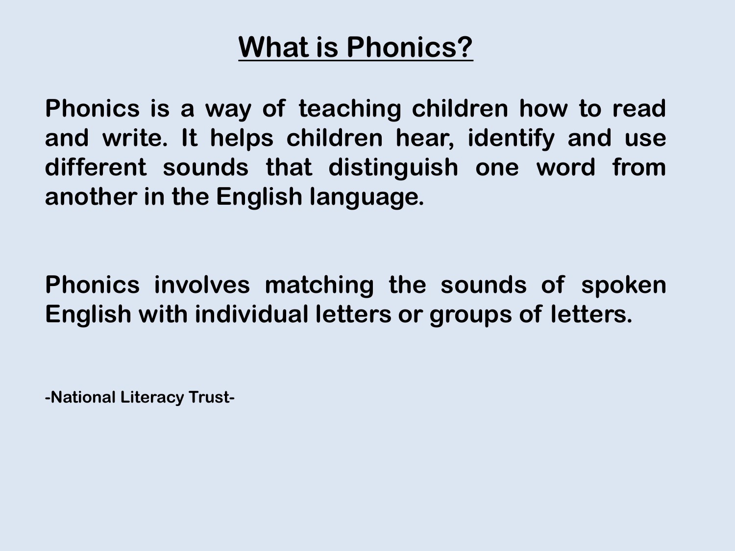# What is Phonics?

**Phonics is a way of teaching children how to read and write. It helps children hear, identify and use different sounds that distinguish one word from another in the English language.**

**Phonics involves matching the sounds of spoken English with individual letters or groups of letters.**

**-National Literacy Trust-**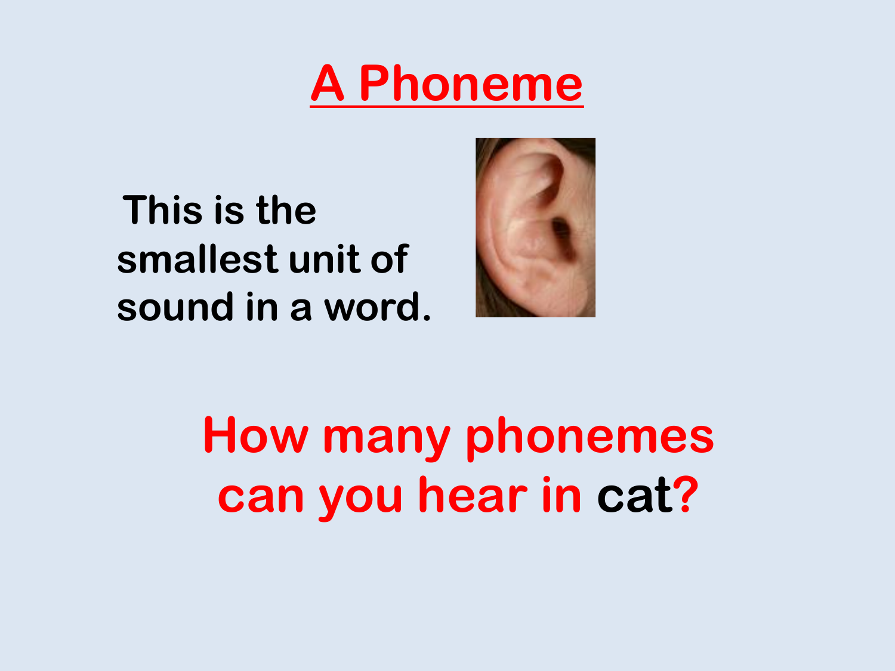# A Phoneme

This is the smallest unit of sound in a word.

**How many phonemes can you hear in cat?**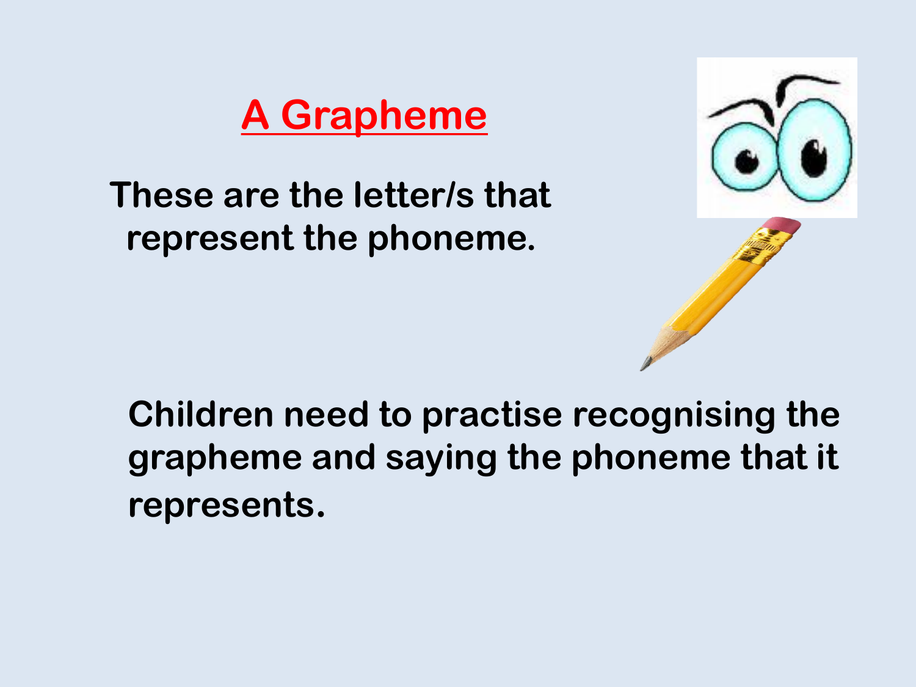# A Grapheme

These are the letter/s that represent the phoneme.

Children need to practise recognising the grapheme and saying the phoneme that it represents.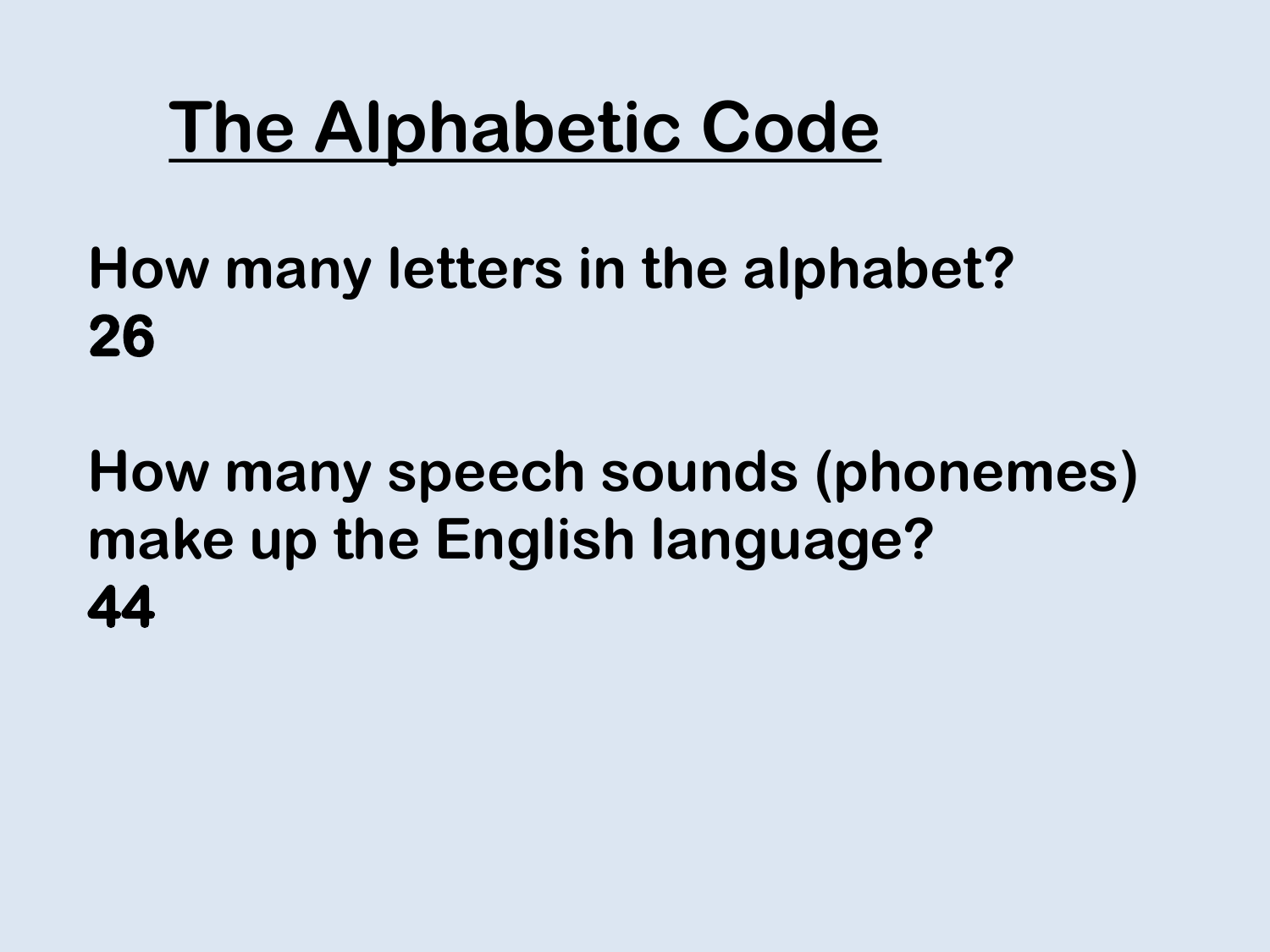# The Alphabetic Code

**How many letters in the alphabet?**
**26**

**How many speech sounds (phonemes) make up the English language?**
**44**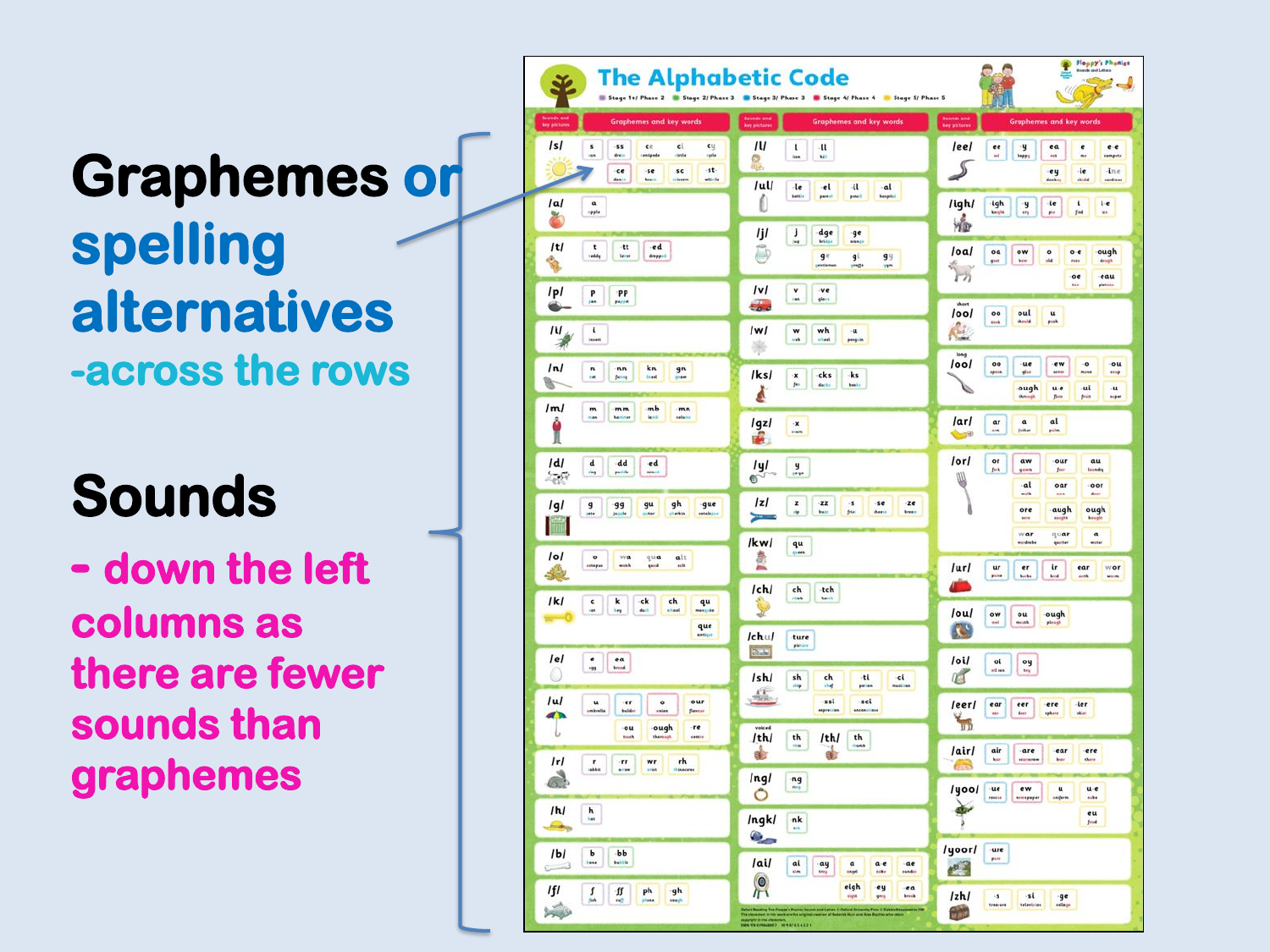# Graphemes or spelling alternatives

-across the rows

# Sounds

- down the left columns as there are fewer sounds than graphemes

The Alphabetic Code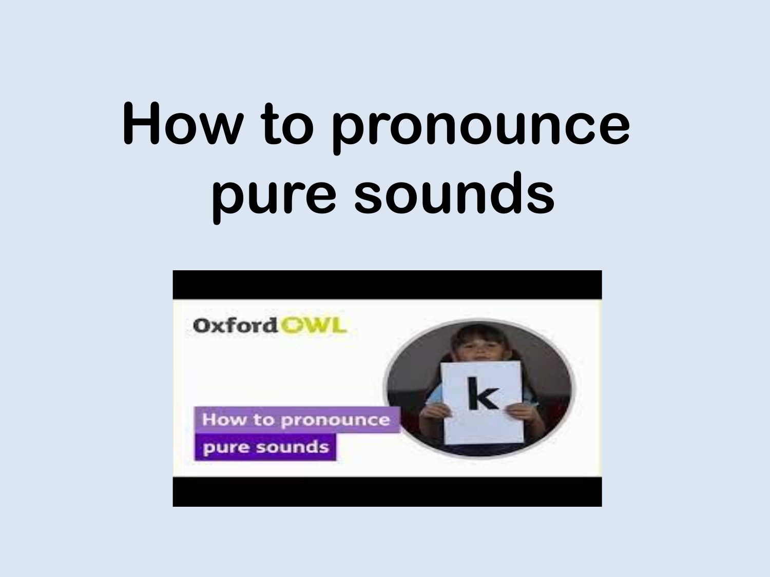# How to pronounce pure sounds

Oxford OWL

How to pronounce

pure sounds

k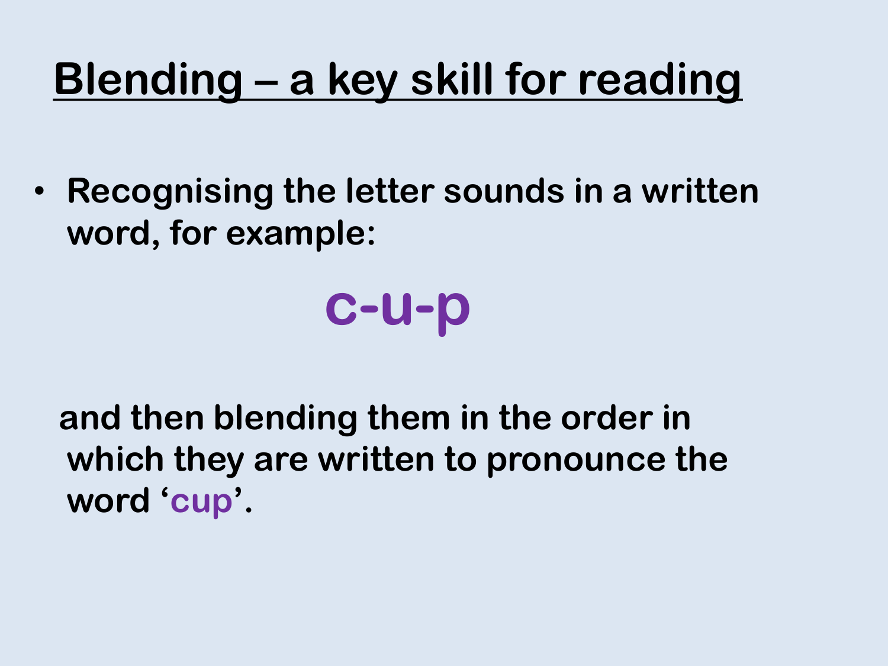# Blending – a key skill for reading

- Recognising the letter sounds in a written word, for example:

**c-u-p**

and then blending them in the order in which they are written to pronounce the word '**cup**'.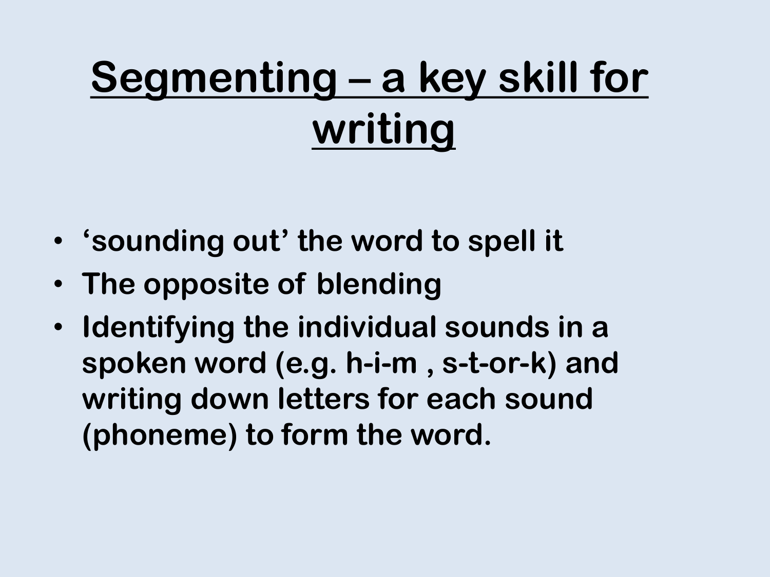# Segmenting – a key skill for writing

- 'sounding out' the word to spell it
- The opposite of blending
- Identifying the individual sounds in a spoken word (e.g. h-i-m , s-t-or-k) and writing down letters for each sound (phoneme) to form the word.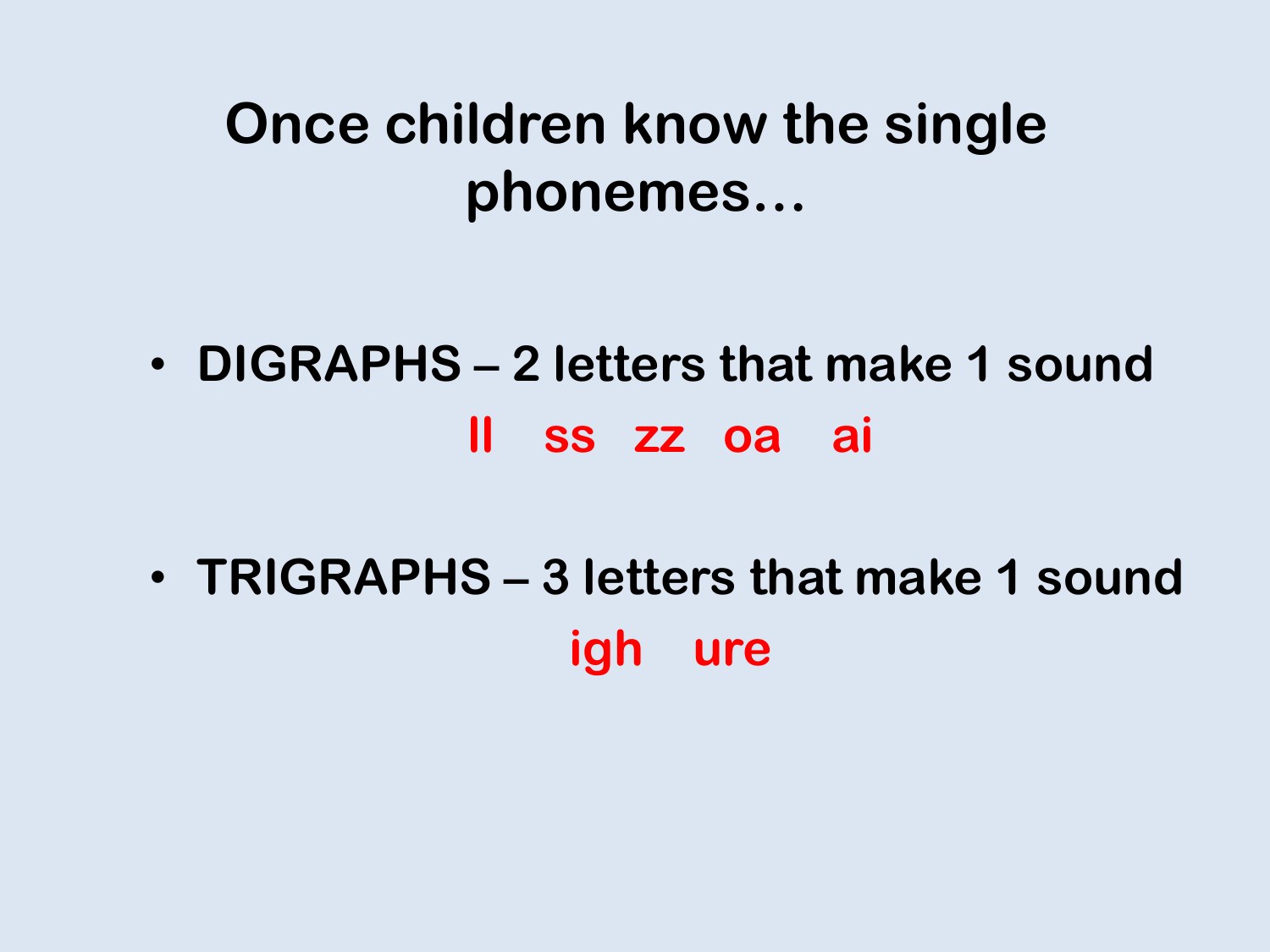# Once children know the single phonemes…

- **DIGRAPHS – 2 letters that make 1 sound**

  **ll ss zz oa ai**

- **TRIGRAPHS – 3 letters that make 1 sound**

  **igh ure**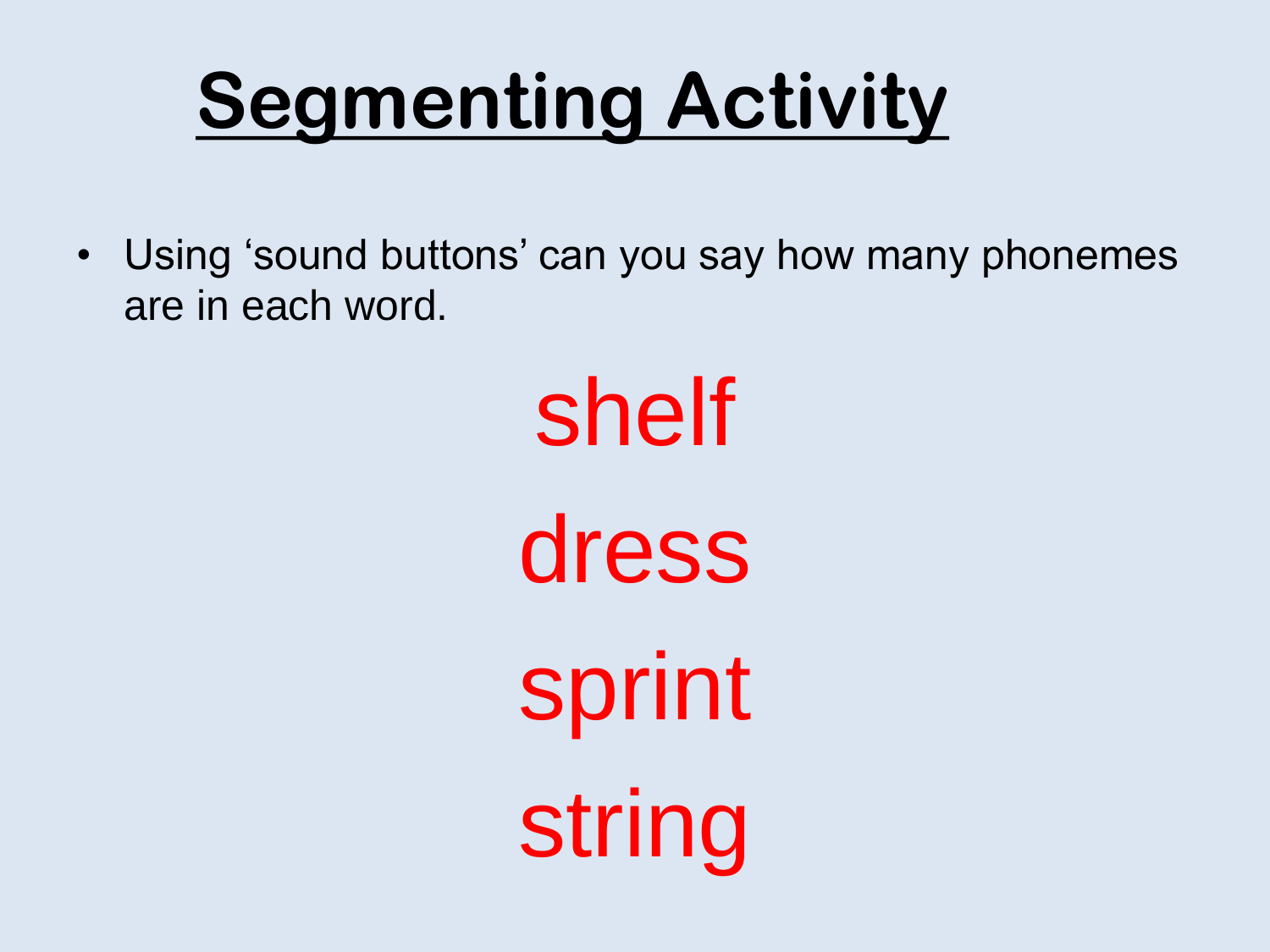# Segmenting Activity

- Using 'sound buttons' can you say how many phonemes are in each word.

shelf

dress

sprint

string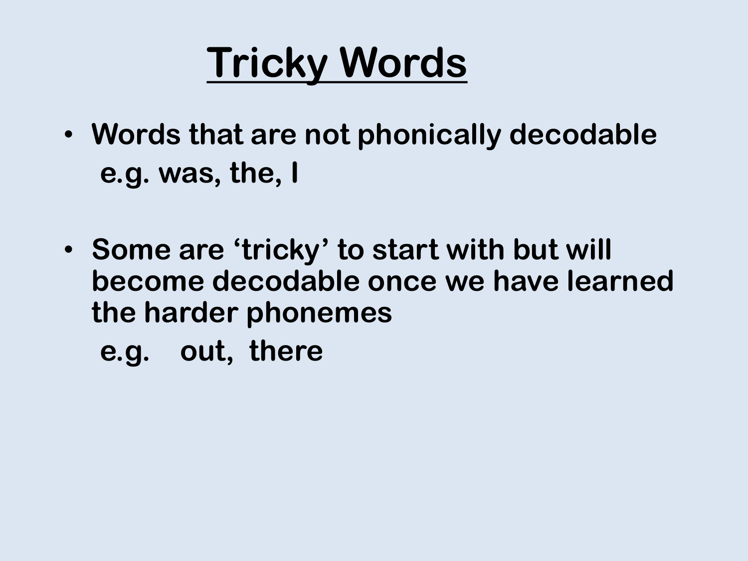# Tricky Words

- **Words that are not phonically decodable**
  **e.g. was, the, I**

- **Some are 'tricky' to start with but will become decodable once we have learned the harder phonemes**
  **e.g. out, there**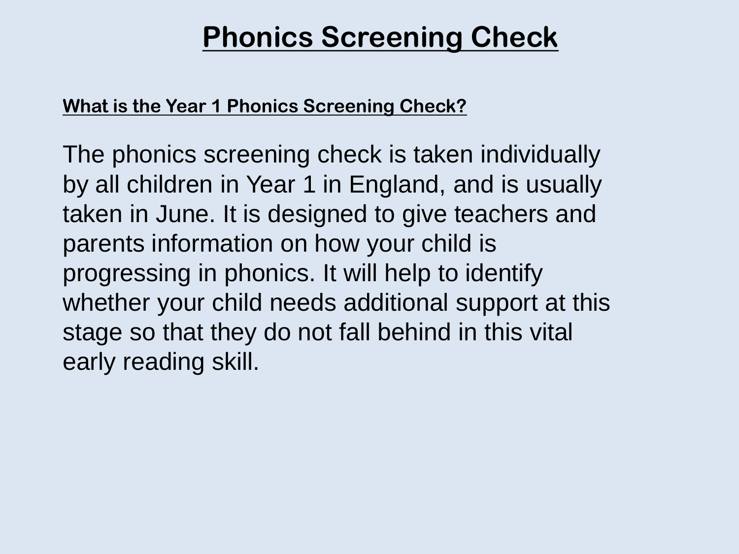# Phonics Screening Check

**What is the Year 1 Phonics Screening Check?**

The phonics screening check is taken individually by all children in Year 1 in England, and is usually taken in June. It is designed to give teachers and parents information on how your child is progressing in phonics. It will help to identify whether your child needs additional support at this stage so that they do not fall behind in this vital early reading skill.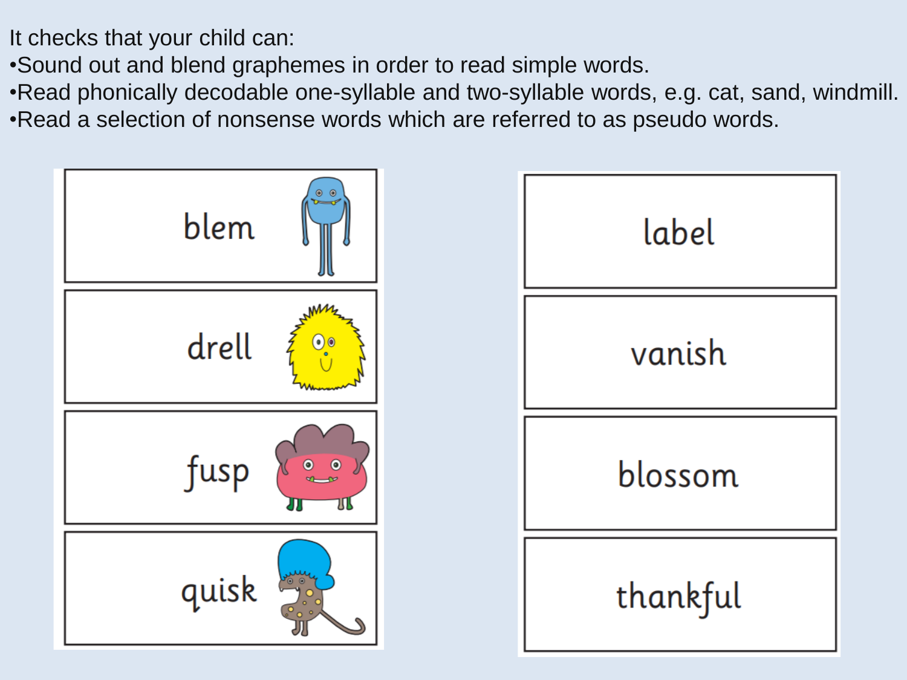It checks that your child can:

- Sound out and blend graphemes in order to read simple words.
- Read phonically decodable one-syllable and two-syllable words, e.g. cat, sand, windmill.
- Read a selection of nonsense words which are referred to as pseudo words.

| |
|---|
| blem |
| drell |
| fusp |
| quisk |

| |
|---|
| label |
| vanish |
| blossom |
| thankful |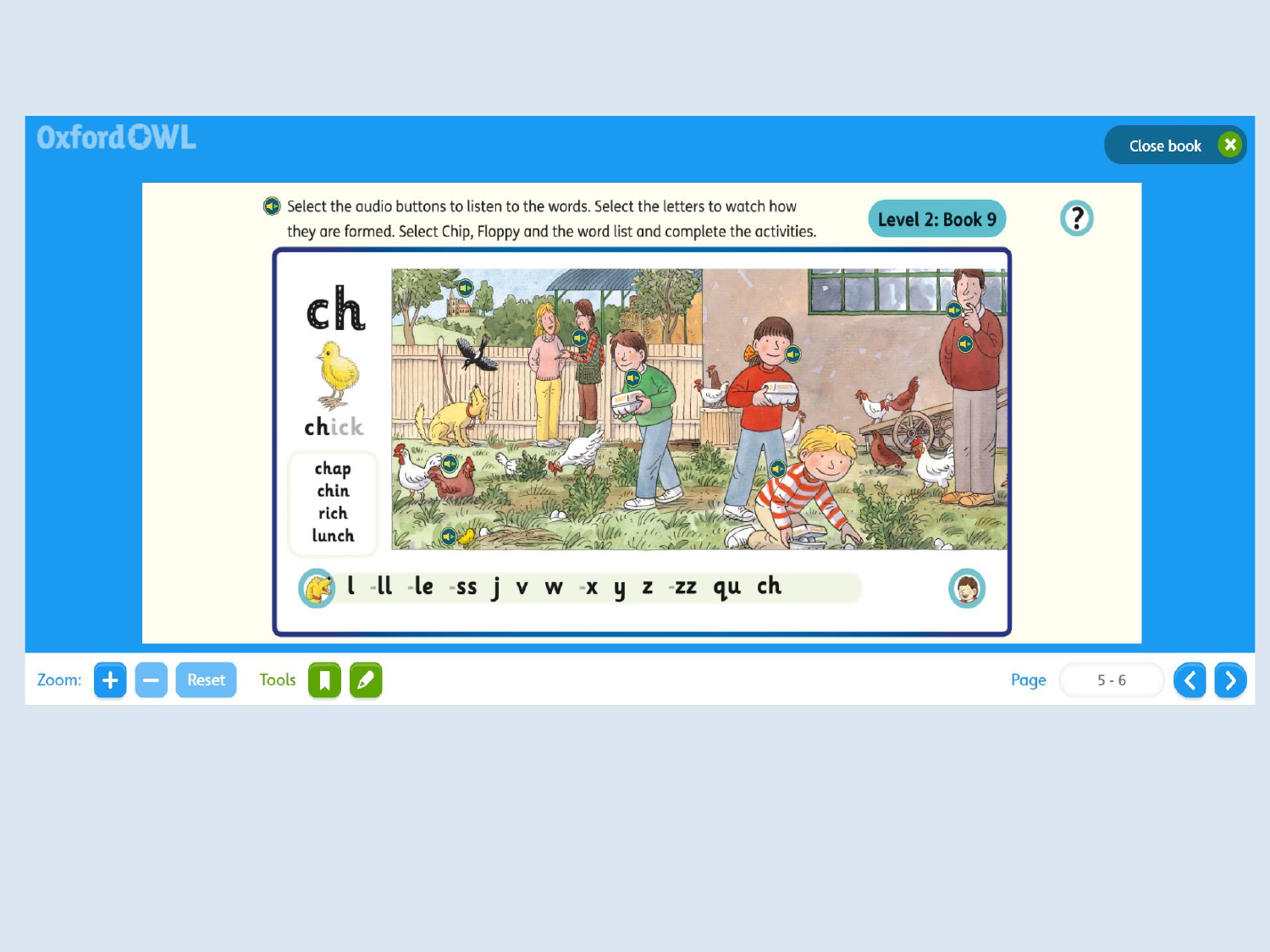Oxford OWL

Close book

Select the audio buttons to listen to the words. Select the letters to watch how they are formed. Select Chip, Floppy and the word list and complete the activities.

Level 2: Book 9

ch

chick

chap
chin
rich
lunch

l -ll -le -ss j v w -x y z -zz qu ch

Zoom: Reset Tools

Page 5 - 6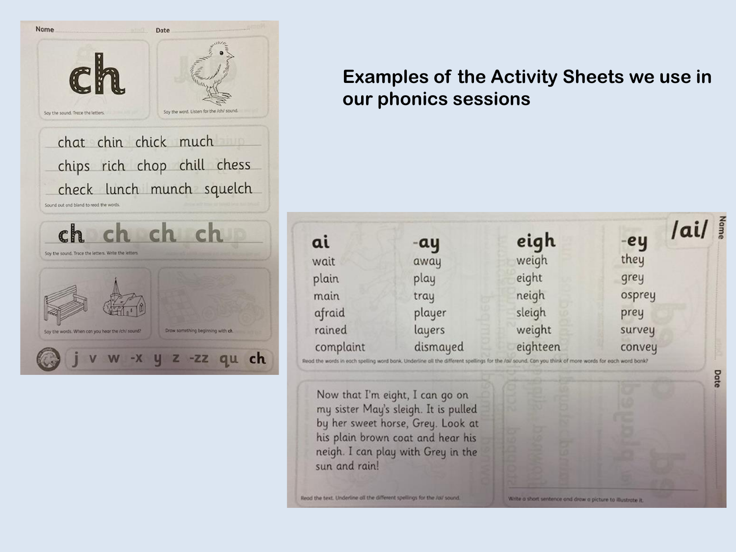**Examples of the Activity Sheets we use in our phonics sessions**

Name ................ Date ................

# ch

Say the sound. Trace the letters.

Say the word. Listen for the /ch/ sound.

chat chin chick much

chips rich chop chill chess

check lunch munch squelch

Sound out and blend to read the words.

ch ch ch ch

Say the sound. Trace the letters. Write the letters.

Say the words. When can you hear the /ch/ sound?

Draw something beginning with ch.

j v w -x y z -zz qu ch

# /ai/

| ai | -ay | eigh | -ey |
|---|---|---|---|
| wait | away | weigh | they |
| plain | play | eight | grey |
| main | tray | neigh | osprey |
| afraid | player | sleigh | prey |
| rained | layers | weight | survey |
| complaint | dismayed | eighteen | convey |

Read the words in each spelling word bank. Underline all the different spellings for the /ai/ sound. Can you think of more words for each word bank?

Now that I'm eight, I can go on my sister May's sleigh. It is pulled by her sweet horse, Grey. Look at his plain brown coat and hear his neigh. I can play with Grey in the sun and rain!

Read the text. Underline all the different spellings for the /ai/ sound.

Write a short sentence and draw a picture to illustrate it.

Name ................ Date ................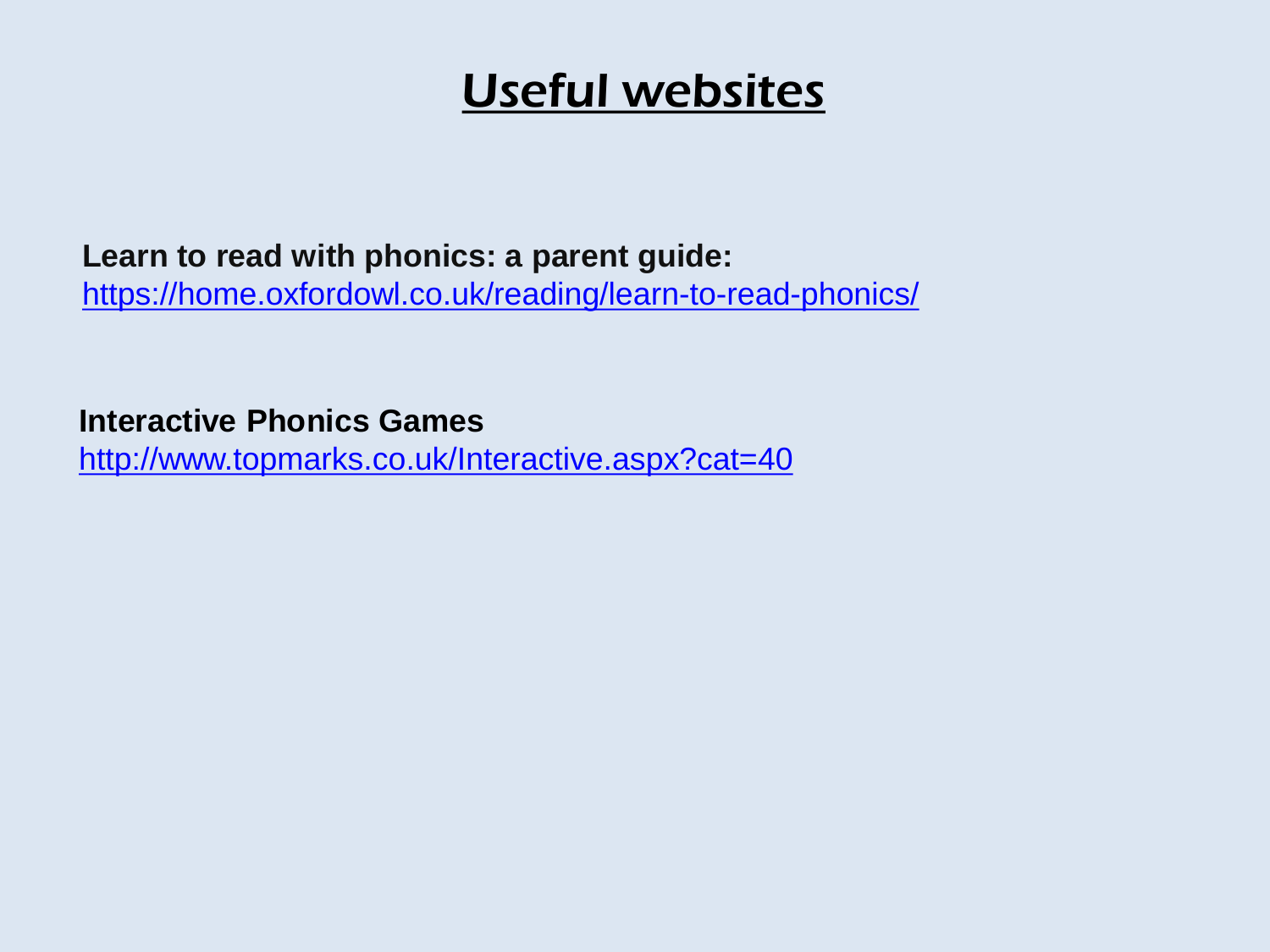# Useful websites

**Learn to read with phonics: a parent guide:**
https://home.oxfordowl.co.uk/reading/learn-to-read-phonics/

**Interactive Phonics Games**
http://www.topmarks.co.uk/Interactive.aspx?cat=40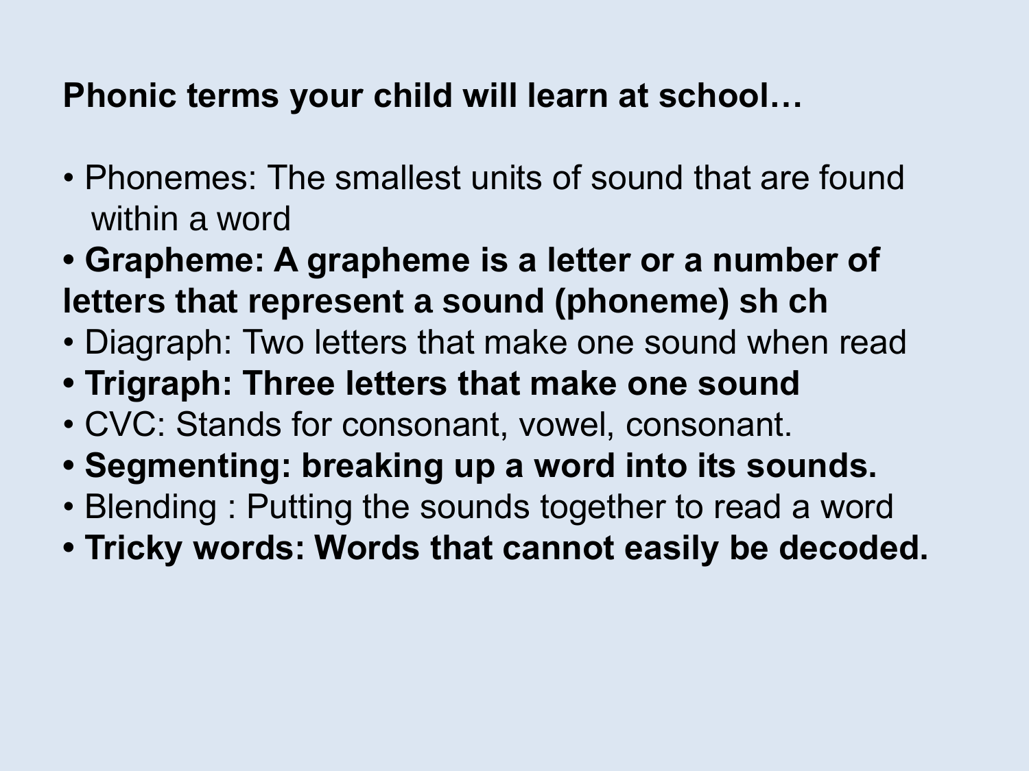**Phonic terms your child will learn at school…**

- Phonemes: The smallest units of sound that are found within a word
- **Grapheme: A grapheme is a letter or a number of letters that represent a sound (phoneme) sh ch**
- Diagraph: Two letters that make one sound when read
- **Trigraph: Three letters that make one sound**
- CVC: Stands for consonant, vowel, consonant.
- **Segmenting: breaking up a word into its sounds.**
- Blending : Putting the sounds together to read a word
- **Tricky words: Words that cannot easily be decoded.**